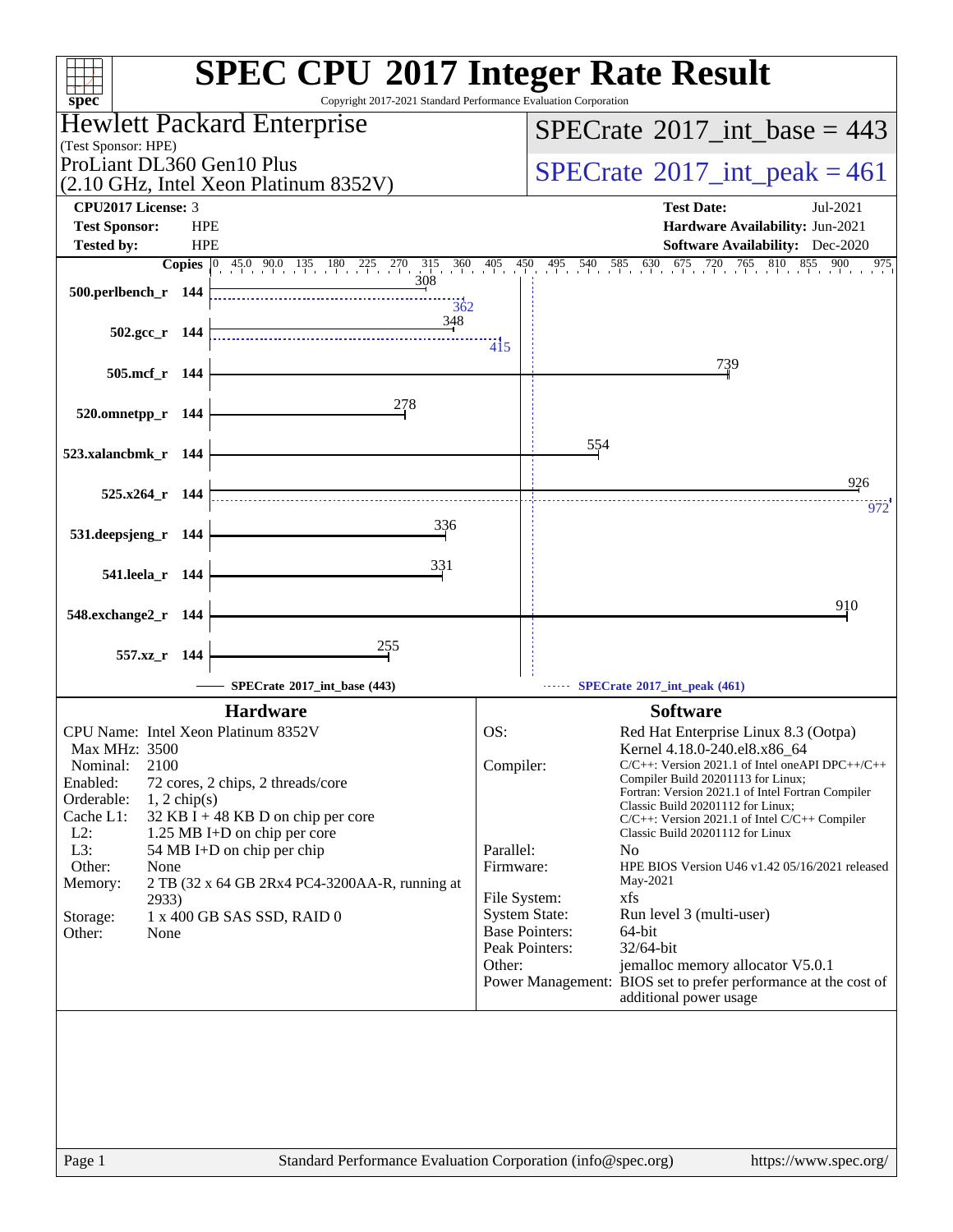# SPEC CPU 2017 Integer Rate Result

Copyright 2017-2021 Standard Performance Evaluation Corporation

**Hewlett Packard Enterprise**
(Test Sponsor: HPE)
ProLiant DL360 Gen10 Plus
(2.10 GHz, Intel Xeon Platinum 8352V)

**SPECrate 2017_int_base = 443**
**SPECrate 2017_int_peak = 461**

| | | | |
|---|---|---|---|
| **CPU2017 License:** | 3 | **Test Date:** | Jul-2021 |
| **Test Sponsor:** | HPE | **Hardware Availability:** | Jun-2021 |
| **Tested by:** | HPE | **Software Availability:** | Dec-2020 |

| Benchmark | Copies | Base | Peak |
|---|---|---|---|
| 500.perlbench_r | 144 | 308 | 362 |
| 502.gcc_r | 144 | 348 | 415 |
| 505.mcf_r | 144 | 739 | |
| 520.omnetpp_r | 144 | 278 | |
| 523.xalancbmk_r | 144 | 554 | |
| 525.x264_r | 144 | 926 | 972 |
| 531.deepsjeng_r | 144 | 336 | |
| 541.leela_r | 144 | 331 | |
| 548.exchange2_r | 144 | 910 | |
| 557.xz_r | 144 | 255 | |

SPECrate 2017_int_base (443) — SPECrate 2017_int_peak (461)

## Hardware

| | |
|---|---|
| CPU Name: | Intel Xeon Platinum 8352V |
| Max MHz: | 3500 |
| Nominal: | 2100 |
| Enabled: | 72 cores, 2 chips, 2 threads/core |
| Orderable: | 1, 2 chip(s) |
| Cache L1: | 32 KB I + 48 KB D on chip per core |
| L2: | 1.25 MB I+D on chip per core |
| L3: | 54 MB I+D on chip per chip |
| Other: | None |
| Memory: | 2 TB (32 x 64 GB 2Rx4 PC4-3200AA-R, running at 2933) |
| Storage: | 1 x 400 GB SAS SSD, RAID 0 |
| Other: | None |

## Software

| | |
|---|---|
| OS: | Red Hat Enterprise Linux 8.3 (Ootpa) Kernel 4.18.0-240.el8.x86_64 |
| Compiler: | C/C++: Version 2021.1 of Intel oneAPI DPC++/C++ Compiler Build 20201113 for Linux; Fortran: Version 2021.1 of Intel Fortran Compiler Classic Build 20201112 for Linux; C/C++: Version 2021.1 of Intel C/C++ Compiler Classic Build 20201112 for Linux |
| Parallel: | No |
| Firmware: | HPE BIOS Version U46 v1.42 05/16/2021 released May-2021 |
| File System: | xfs |
| System State: | Run level 3 (multi-user) |
| Base Pointers: | 64-bit |
| Peak Pointers: | 32/64-bit |
| Other: | jemalloc memory allocator V5.0.1 |
| Power Management: | BIOS set to prefer performance at the cost of additional power usage |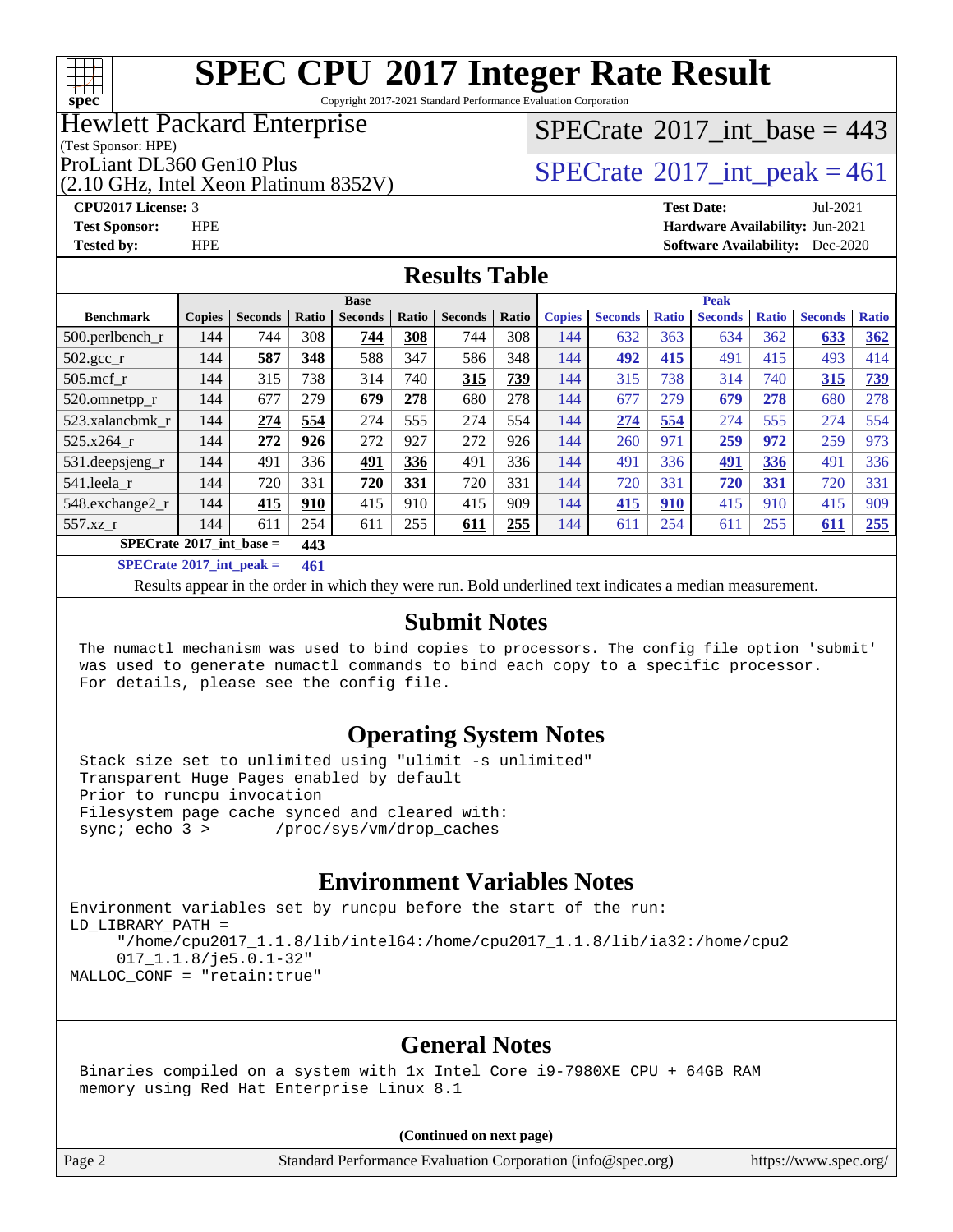# SPEC CPU 2017 Integer Rate Result

Copyright 2017-2021 Standard Performance Evaluation Corporation

## Hewlett Packard Enterprise

(Test Sponsor: HPE)

ProLiant DL360 Gen10 Plus
(2.10 GHz, Intel Xeon Platinum 8352V)

SPECrate 2017_int_base = 443

SPECrate 2017_int_peak = 461

**CPU2017 License:** 3
**Test Sponsor:** HPE
**Tested by:** HPE

**Test Date:** Jul-2021
**Hardware Availability:** Jun-2021
**Software Availability:** Dec-2020

## Results Table

| Benchmark | Base | | | | | | | Peak | | | | | | |
|---|---|---|---|---|---|---|---|---|---|---|---|---|---|---|
| | Copies | Seconds | Ratio | Seconds | Ratio | Seconds | Ratio | Copies | Seconds | Ratio | Seconds | Ratio | Seconds | Ratio |
| 500.perlbench_r | 144 | 744 | 308 | **744** | **308** | 744 | 308 | 144 | 632 | 363 | 634 | 362 | **633** | **362** |
| 502.gcc_r | 144 | **587** | **348** | 588 | 347 | 586 | 348 | 144 | **492** | **415** | 491 | 415 | 493 | 414 |
| 505.mcf_r | 144 | 315 | 738 | 314 | 740 | **315** | **739** | 144 | 315 | 738 | 314 | 740 | **315** | **739** |
| 520.omnetpp_r | 144 | 677 | 279 | **679** | **278** | 680 | 278 | 144 | 677 | 279 | **679** | **278** | 680 | 278 |
| 523.xalancbmk_r | 144 | **274** | **554** | 274 | 555 | 274 | 554 | 144 | **274** | **554** | 274 | 555 | 274 | 554 |
| 525.x264_r | 144 | **272** | **926** | 272 | 927 | 272 | 926 | 144 | 260 | 971 | **259** | **972** | 259 | 973 |
| 531.deepsjeng_r | 144 | 491 | 336 | **491** | **336** | 491 | 336 | 144 | 491 | 336 | **491** | **336** | 491 | 336 |
| 541.leela_r | 144 | 720 | 331 | **720** | **331** | 720 | 331 | 144 | 720 | 331 | **720** | **331** | 720 | 331 |
| 548.exchange2_r | 144 | **415** | **910** | 415 | 910 | 415 | 909 | 144 | **415** | **910** | 415 | 910 | 415 | 909 |
| 557.xz_r | 144 | 611 | 254 | 611 | 255 | **611** | **255** | 144 | 611 | 254 | 611 | 255 | **611** | **255** |

**SPECrate 2017_int_base = 443**

**SPECrate 2017_int_peak = 461**

Results appear in the order in which they were run. Bold underlined text indicates a median measurement.

## Submit Notes

```
The numactl mechanism was used to bind copies to processors. The config file option 'submit'
was used to generate numactl commands to bind each copy to a specific processor.
For details, please see the config file.
```

## Operating System Notes

```
Stack size set to unlimited using "ulimit -s unlimited"
Transparent Huge Pages enabled by default
Prior to runcpu invocation
Filesystem page cache synced and cleared with:
sync; echo 3 >       /proc/sys/vm/drop_caches
```

## Environment Variables Notes

```
Environment variables set by runcpu before the start of the run:
LD_LIBRARY_PATH =
     "/home/cpu2017_1.1.8/lib/intel64:/home/cpu2017_1.1.8/lib/ia32:/home/cpu2
     017_1.1.8/je5.0.1-32"
MALLOC_CONF = "retain:true"
```

## General Notes

```
Binaries compiled on a system with 1x Intel Core i9-7980XE CPU + 64GB RAM
memory using Red Hat Enterprise Linux 8.1
```

**(Continued on next page)**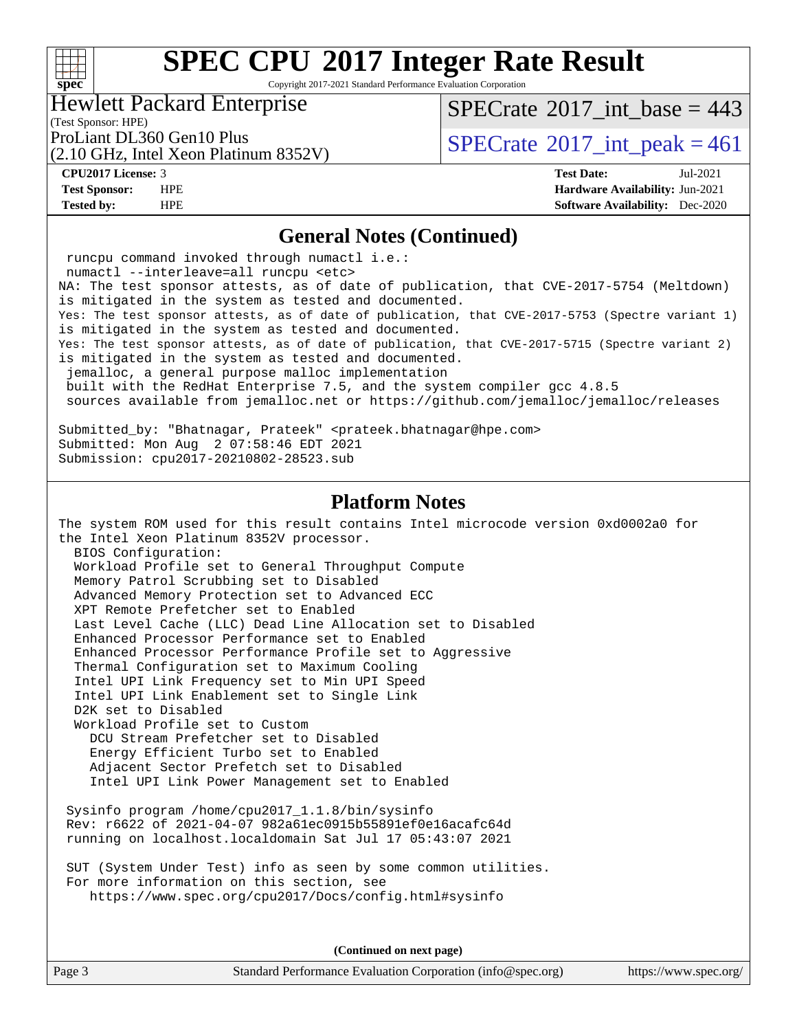# SPEC CPU 2017 Integer Rate Result

Copyright 2017-2021 Standard Performance Evaluation Corporation

Hewlett Packard Enterprise
(Test Sponsor: HPE)
ProLiant DL360 Gen10 Plus
(2.10 GHz, Intel Xeon Platinum 8352V)

SPECrate 2017_int_base = 443
SPECrate 2017_int_peak = 461

**CPU2017 License:** 3
**Test Sponsor:** HPE
**Tested by:** HPE

**Test Date:** Jul-2021
**Hardware Availability:** Jun-2021
**Software Availability:** Dec-2020

## General Notes (Continued)

```
 runcpu command invoked through numactl i.e.:
 numactl --interleave=all runcpu <etc>
NA: The test sponsor attests, as of date of publication, that CVE-2017-5754 (Meltdown)
is mitigated in the system as tested and documented.
Yes: The test sponsor attests, as of date of publication, that CVE-2017-5753 (Spectre variant 1)
is mitigated in the system as tested and documented.
Yes: The test sponsor attests, as of date of publication, that CVE-2017-5715 (Spectre variant 2)
is mitigated in the system as tested and documented.
 jemalloc, a general purpose malloc implementation
 built with the RedHat Enterprise 7.5, and the system compiler gcc 4.8.5
 sources available from jemalloc.net or https://github.com/jemalloc/jemalloc/releases

Submitted_by: "Bhatnagar, Prateek" <prateek.bhatnagar@hpe.com>
Submitted: Mon Aug  2 07:58:46 EDT 2021
Submission: cpu2017-20210802-28523.sub
```

## Platform Notes

```
The system ROM used for this result contains Intel microcode version 0xd0002a0 for
the Intel Xeon Platinum 8352V processor.
  BIOS Configuration:
  Workload Profile set to General Throughput Compute
  Memory Patrol Scrubbing set to Disabled
  Advanced Memory Protection set to Advanced ECC
  XPT Remote Prefetcher set to Enabled
  Last Level Cache (LLC) Dead Line Allocation set to Disabled
  Enhanced Processor Performance set to Enabled
  Enhanced Processor Performance Profile set to Aggressive
  Thermal Configuration set to Maximum Cooling
  Intel UPI Link Frequency set to Min UPI Speed
  Intel UPI Link Enablement set to Single Link
  D2K set to Disabled
  Workload Profile set to Custom
    DCU Stream Prefetcher set to Disabled
    Energy Efficient Turbo set to Enabled
    Adjacent Sector Prefetch set to Disabled
    Intel UPI Link Power Management set to Enabled

 Sysinfo program /home/cpu2017_1.1.8/bin/sysinfo
 Rev: r6622 of 2021-04-07 982a61ec0915b55891ef0e16acafc64d
 running on localhost.localdomain Sat Jul 17 05:43:07 2021

 SUT (System Under Test) info as seen by some common utilities.
 For more information on this section, see
    https://www.spec.org/cpu2017/Docs/config.html#sysinfo
```

**(Continued on next page)**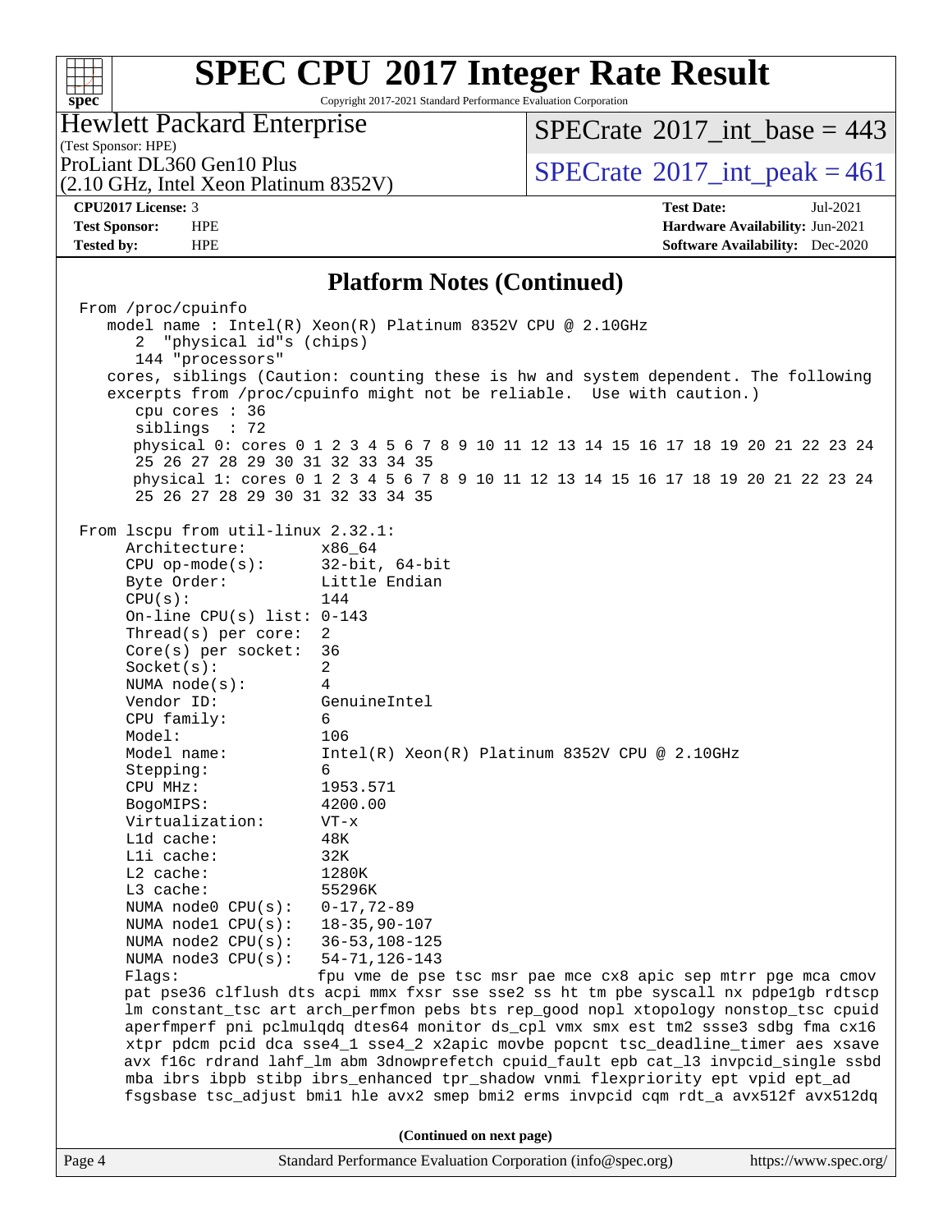## Platform Notes (Continued)

```
From /proc/cpuinfo
   model name : Intel(R) Xeon(R) Platinum 8352V CPU @ 2.10GHz
      2  "physical id"s (chips)
      144 "processors"
   cores, siblings (Caution: counting these is hw and system dependent. The following
   excerpts from /proc/cpuinfo might not be reliable.  Use with caution.)
      cpu cores : 36
      siblings  : 72
      physical 0: cores 0 1 2 3 4 5 6 7 8 9 10 11 12 13 14 15 16 17 18 19 20 21 22 23 24
      25 26 27 28 29 30 31 32 33 34 35
      physical 1: cores 0 1 2 3 4 5 6 7 8 9 10 11 12 13 14 15 16 17 18 19 20 21 22 23 24
      25 26 27 28 29 30 31 32 33 34 35

From lscpu from util-linux 2.32.1:
     Architecture:        x86_64
     CPU op-mode(s):      32-bit, 64-bit
     Byte Order:          Little Endian
     CPU(s):              144
     On-line CPU(s) list: 0-143
     Thread(s) per core:  2
     Core(s) per socket:  36
     Socket(s):           2
     NUMA node(s):        4
     Vendor ID:           GenuineIntel
     CPU family:          6
     Model:               106
     Model name:          Intel(R) Xeon(R) Platinum 8352V CPU @ 2.10GHz
     Stepping:            6
     CPU MHz:             1953.571
     BogoMIPS:            4200.00
     Virtualization:      VT-x
     L1d cache:           48K
     L1i cache:           32K
     L2 cache:            1280K
     L3 cache:            55296K
     NUMA node0 CPU(s):   0-17,72-89
     NUMA node1 CPU(s):   18-35,90-107
     NUMA node2 CPU(s):   36-53,108-125
     NUMA node3 CPU(s):   54-71,126-143
     Flags:               fpu vme de pse tsc msr pae mce cx8 apic sep mtrr pge mca cmov
     pat pse36 clflush dts acpi mmx fxsr sse sse2 ss ht tm pbe syscall nx pdpe1gb rdtscp
     lm constant_tsc art arch_perfmon pebs bts rep_good nopl xtopology nonstop_tsc cpuid
     aperfmperf pni pclmulqdq dtes64 monitor ds_cpl vmx smx est tm2 ssse3 sdbg fma cx16
     xtpr pdcm pcid dca sse4_1 sse4_2 x2apic movbe popcnt tsc_deadline_timer aes xsave
     avx f16c rdrand lahf_lm abm 3dnowprefetch cpuid_fault epb cat_l3 invpcid_single ssbd
     mba ibrs ibpb stibp ibrs_enhanced tpr_shadow vnmi flexpriority ept vpid ept_ad
     fsgsbase tsc_adjust bmi1 hle avx2 smep bmi2 erms invpcid cqm rdt_a avx512f avx512dq
```

(Continued on next page)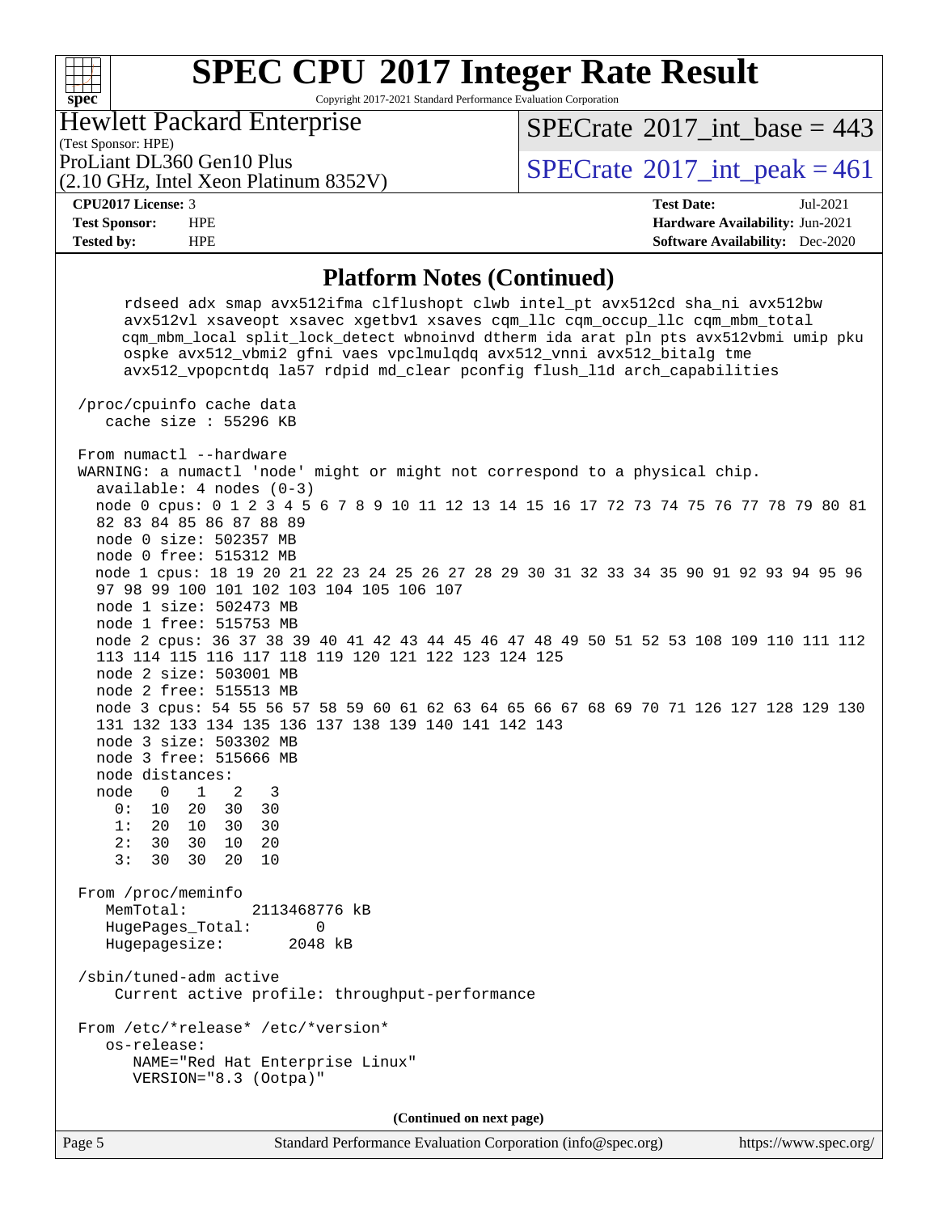# SPEC CPU 2017 Integer Rate Result

Copyright 2017-2021 Standard Performance Evaluation Corporation

**Hewlett Packard Enterprise**
(Test Sponsor: HPE)
ProLiant DL360 Gen10 Plus
(2.10 GHz, Intel Xeon Platinum 8352V)

SPECrate 2017_int_base = 443
SPECrate 2017_int_peak = 461

**CPU2017 License:** 3
**Test Sponsor:** HPE
**Tested by:** HPE

**Test Date:** Jul-2021
**Hardware Availability:** Jun-2021
**Software Availability:** Dec-2020

## Platform Notes (Continued)

```
      rdseed adx smap avx512ifma clflushopt clwb intel_pt avx512cd sha_ni avx512bw
      avx512vl xsaveopt xsavec xgetbv1 xsaves cqm_llc cqm_occup_llc cqm_mbm_total
      cqm_mbm_local split_lock_detect wbnoinvd dtherm ida arat pln pts avx512vbmi umip pku
      ospke avx512_vbmi2 gfni vaes vpclmulqdq avx512_vnni avx512_bitalg tme
      avx512_vpopcntdq la57 rdpid md_clear pconfig flush_l1d arch_capabilities

 /proc/cpuinfo cache data
    cache size : 55296 KB

 From numactl --hardware
 WARNING: a numactl 'node' might or might not correspond to a physical chip.
   available: 4 nodes (0-3)
   node 0 cpus: 0 1 2 3 4 5 6 7 8 9 10 11 12 13 14 15 16 17 72 73 74 75 76 77 78 79 80 81
   82 83 84 85 86 87 88 89
   node 0 size: 502357 MB
   node 0 free: 515312 MB
   node 1 cpus: 18 19 20 21 22 23 24 25 26 27 28 29 30 31 32 33 34 35 90 91 92 93 94 95 96
   97 98 99 100 101 102 103 104 105 106 107
   node 1 size: 502473 MB
   node 1 free: 515753 MB
   node 2 cpus: 36 37 38 39 40 41 42 43 44 45 46 47 48 49 50 51 52 53 108 109 110 111 112
   113 114 115 116 117 118 119 120 121 122 123 124 125
   node 2 size: 503001 MB
   node 2 free: 515513 MB
   node 3 cpus: 54 55 56 57 58 59 60 61 62 63 64 65 66 67 68 69 70 71 126 127 128 129 130
   131 132 133 134 135 136 137 138 139 140 141 142 143
   node 3 size: 503302 MB
   node 3 free: 515666 MB
   node distances:
   node   0   1   2   3
     0:  10  20  30  30
     1:  20  10  30  30
     2:  30  30  10  20
     3:  30  30  20  10

 From /proc/meminfo
    MemTotal:       2113468776 kB
    HugePages_Total:       0
    Hugepagesize:       2048 kB

 /sbin/tuned-adm active
     Current active profile: throughput-performance

 From /etc/*release* /etc/*version*
    os-release:
       NAME="Red Hat Enterprise Linux"
       VERSION="8.3 (Ootpa)"
```

(Continued on next page)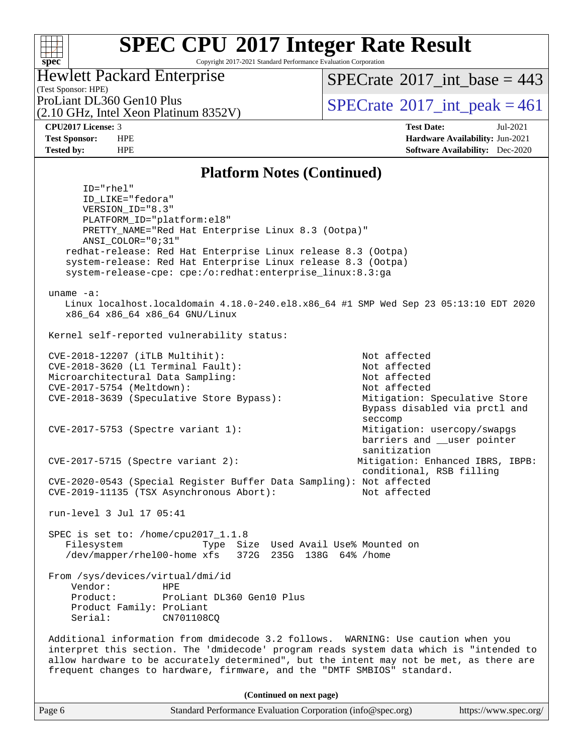# SPEC CPU 2017 Integer Rate Result

Copyright 2017-2021 Standard Performance Evaluation Corporation

Hewlett Packard Enterprise
(Test Sponsor: HPE)
ProLiant DL360 Gen10 Plus
(2.10 GHz, Intel Xeon Platinum 8352V)

SPECrate 2017_int_base = 443
SPECrate 2017_int_peak = 461

**CPU2017 License:** 3
**Test Sponsor:** HPE
**Tested by:** HPE

**Test Date:** Jul-2021
**Hardware Availability:** Jun-2021
**Software Availability:** Dec-2020

## Platform Notes (Continued)

```
      ID="rhel"
      ID_LIKE="fedora"
      VERSION_ID="8.3"
      PLATFORM_ID="platform:el8"
      PRETTY_NAME="Red Hat Enterprise Linux 8.3 (Ootpa)"
      ANSI_COLOR="0;31"
    redhat-release: Red Hat Enterprise Linux release 8.3 (Ootpa)
    system-release: Red Hat Enterprise Linux release 8.3 (Ootpa)
    system-release-cpe: cpe:/o:redhat:enterprise_linux:8.3:ga

 uname -a:
    Linux localhost.localdomain 4.18.0-240.el8.x86_64 #1 SMP Wed Sep 23 05:13:10 EDT 2020
    x86_64 x86_64 x86_64 GNU/Linux

 Kernel self-reported vulnerability status:

 CVE-2018-12207 (iTLB Multihit):                          Not affected
 CVE-2018-3620 (L1 Terminal Fault):                       Not affected
 Microarchitectural Data Sampling:                        Not affected
 CVE-2017-5754 (Meltdown):                                Not affected
 CVE-2018-3639 (Speculative Store Bypass):                Mitigation: Speculative Store
                                                          Bypass disabled via prctl and
                                                          seccomp
 CVE-2017-5753 (Spectre variant 1):                       Mitigation: usercopy/swapgs
                                                          barriers and __user pointer
                                                          sanitization
 CVE-2017-5715 (Spectre variant 2):                      Mitigation: Enhanced IBRS, IBPB:
                                                          conditional, RSB filling
 CVE-2020-0543 (Special Register Buffer Data Sampling):  Not affected
 CVE-2019-11135 (TSX Asynchronous Abort):                 Not affected

 run-level 3 Jul 17 05:41

 SPEC is set to: /home/cpu2017_1.1.8
    Filesystem              Type  Size  Used Avail Use% Mounted on
    /dev/mapper/rhel00-home xfs   372G  235G  138G  64% /home

 From /sys/devices/virtual/dmi/id
     Vendor:         HPE
     Product:        ProLiant DL360 Gen10 Plus
     Product Family: ProLiant
     Serial:         CN701108CQ

 Additional information from dmidecode 3.2 follows.  WARNING: Use caution when you
 interpret this section. The 'dmidecode' program reads system data which is "intended to
 allow hardware to be accurately determined", but the intent may not be met, as there are
 frequent changes to hardware, firmware, and the "DMTF SMBIOS" standard.
```

**(Continued on next page)**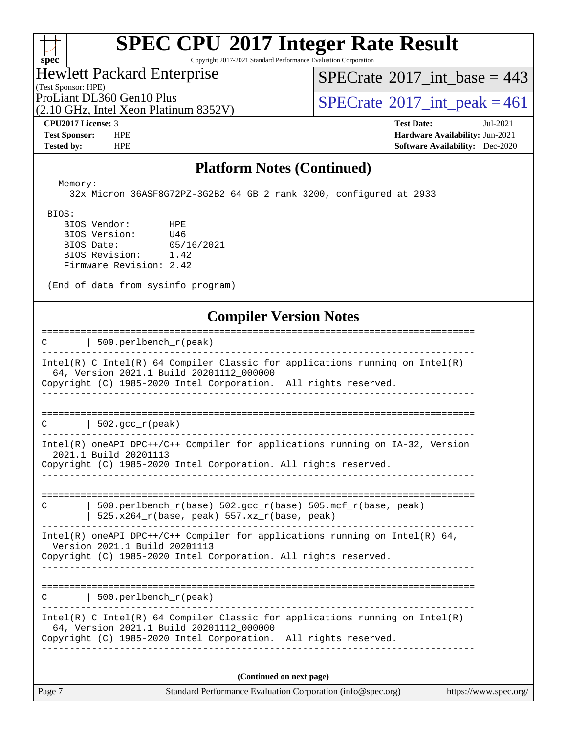## Platform Notes (Continued)

```
  Memory:
    32x Micron 36ASF8G72PZ-3G2B2 64 GB 2 rank 3200, configured at 2933

 BIOS:
    BIOS Vendor:       HPE
    BIOS Version:      U46
    BIOS Date:         05/16/2021
    BIOS Revision:     1.42
    Firmware Revision: 2.42

 (End of data from sysinfo program)
```

## Compiler Version Notes

```
==============================================================================
C       | 500.perlbench_r(peak)
------------------------------------------------------------------------------
Intel(R) C Intel(R) 64 Compiler Classic for applications running on Intel(R)
  64, Version 2021.1 Build 20201112_000000
Copyright (C) 1985-2020 Intel Corporation.  All rights reserved.
------------------------------------------------------------------------------

==============================================================================
C       | 502.gcc_r(peak)
------------------------------------------------------------------------------
Intel(R) oneAPI DPC++/C++ Compiler for applications running on IA-32, Version
  2021.1 Build 20201113
Copyright (C) 1985-2020 Intel Corporation. All rights reserved.
------------------------------------------------------------------------------

==============================================================================
C       | 500.perlbench_r(base) 502.gcc_r(base) 505.mcf_r(base, peak)
        | 525.x264_r(base, peak) 557.xz_r(base, peak)
------------------------------------------------------------------------------
Intel(R) oneAPI DPC++/C++ Compiler for applications running on Intel(R) 64,
  Version 2021.1 Build 20201113
Copyright (C) 1985-2020 Intel Corporation. All rights reserved.
------------------------------------------------------------------------------

==============================================================================
C       | 500.perlbench_r(peak)
------------------------------------------------------------------------------
Intel(R) C Intel(R) 64 Compiler Classic for applications running on Intel(R)
  64, Version 2021.1 Build 20201112_000000
Copyright (C) 1985-2020 Intel Corporation.  All rights reserved.
------------------------------------------------------------------------------
```

**(Continued on next page)**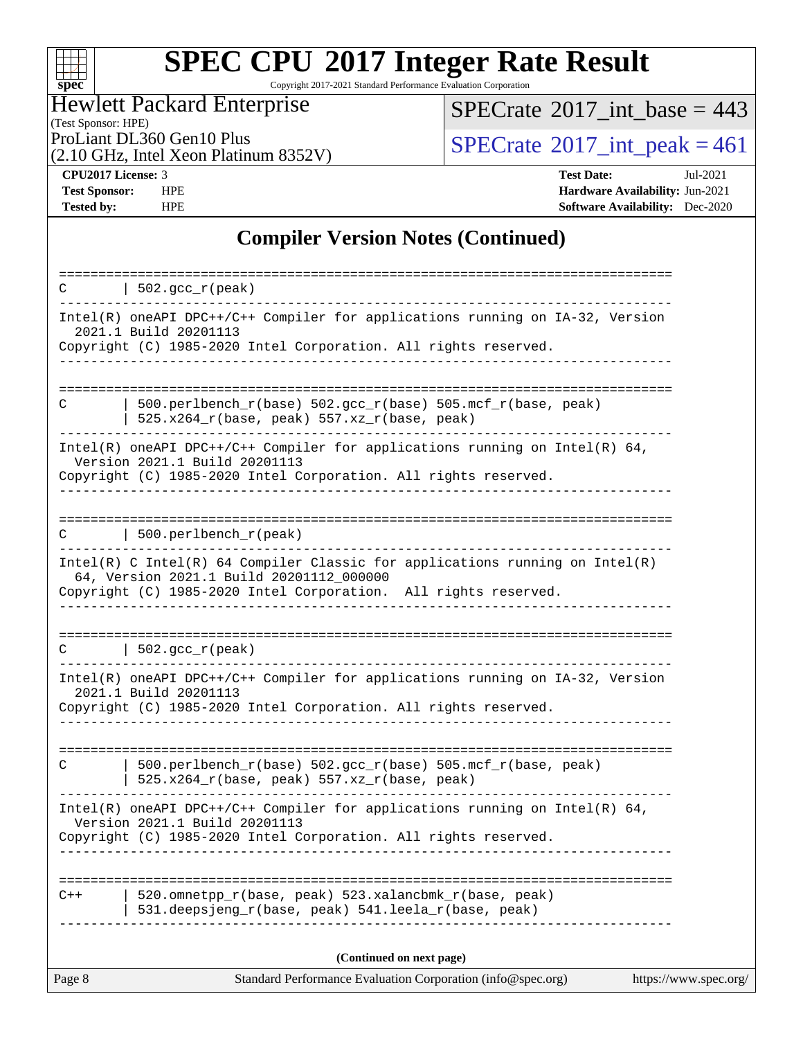# SPEC CPU 2017 Integer Rate Result

Copyright 2017-2021 Standard Performance Evaluation Corporation

Hewlett Packard Enterprise
(Test Sponsor: HPE)
ProLiant DL360 Gen10 Plus
(2.10 GHz, Intel Xeon Platinum 8352V)

SPECrate 2017_int_base = 443
SPECrate 2017_int_peak = 461

**CPU2017 License:** 3
**Test Sponsor:** HPE
**Tested by:** HPE

**Test Date:** Jul-2021
**Hardware Availability:** Jun-2021
**Software Availability:** Dec-2020

## Compiler Version Notes (Continued)

```
==============================================================================
C       | 502.gcc_r(peak)
------------------------------------------------------------------------------
Intel(R) oneAPI DPC++/C++ Compiler for applications running on IA-32, Version
  2021.1 Build 20201113
Copyright (C) 1985-2020 Intel Corporation. All rights reserved.
------------------------------------------------------------------------------

==============================================================================
C       | 500.perlbench_r(base) 502.gcc_r(base) 505.mcf_r(base, peak)
        | 525.x264_r(base, peak) 557.xz_r(base, peak)
------------------------------------------------------------------------------
Intel(R) oneAPI DPC++/C++ Compiler for applications running on Intel(R) 64,
  Version 2021.1 Build 20201113
Copyright (C) 1985-2020 Intel Corporation. All rights reserved.
------------------------------------------------------------------------------

==============================================================================
C       | 500.perlbench_r(peak)
------------------------------------------------------------------------------
Intel(R) C Intel(R) 64 Compiler Classic for applications running on Intel(R)
  64, Version 2021.1 Build 20201112_000000
Copyright (C) 1985-2020 Intel Corporation.  All rights reserved.
------------------------------------------------------------------------------

==============================================================================
C       | 502.gcc_r(peak)
------------------------------------------------------------------------------
Intel(R) oneAPI DPC++/C++ Compiler for applications running on IA-32, Version
  2021.1 Build 20201113
Copyright (C) 1985-2020 Intel Corporation. All rights reserved.
------------------------------------------------------------------------------

==============================================================================
C       | 500.perlbench_r(base) 502.gcc_r(base) 505.mcf_r(base, peak)
        | 525.x264_r(base, peak) 557.xz_r(base, peak)
------------------------------------------------------------------------------
Intel(R) oneAPI DPC++/C++ Compiler for applications running on Intel(R) 64,
  Version 2021.1 Build 20201113
Copyright (C) 1985-2020 Intel Corporation. All rights reserved.
------------------------------------------------------------------------------

==============================================================================
C++     | 520.omnetpp_r(base, peak) 523.xalancbmk_r(base, peak)
        | 531.deepsjeng_r(base, peak) 541.leela_r(base, peak)
------------------------------------------------------------------------------
```

(Continued on next page)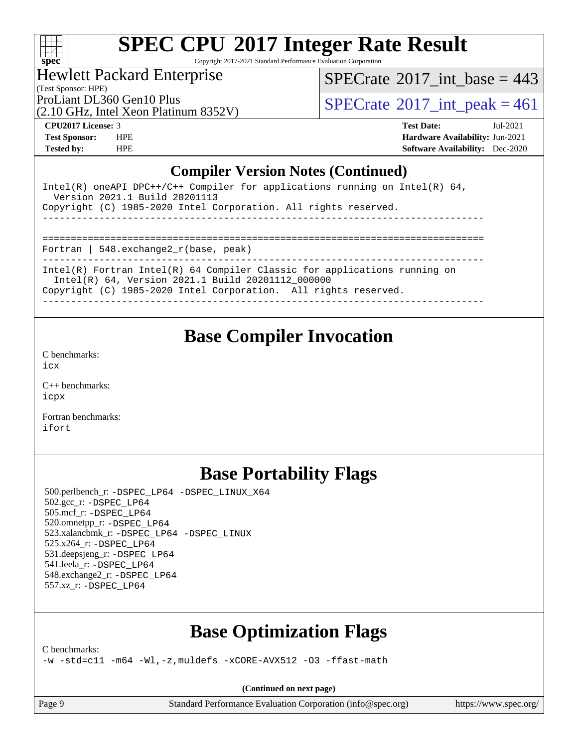## Compiler Version Notes (Continued)

```
Intel(R) oneAPI DPC++/C++ Compiler for applications running on Intel(R) 64,
  Version 2021.1 Build 20201113
Copyright (C) 1985-2020 Intel Corporation. All rights reserved.
------------------------------------------------------------------------------

==============================================================================
Fortran | 548.exchange2_r(base, peak)
------------------------------------------------------------------------------
Intel(R) Fortran Intel(R) 64 Compiler Classic for applications running on
  Intel(R) 64, Version 2021.1 Build 20201112_000000
Copyright (C) 1985-2020 Intel Corporation.  All rights reserved.
------------------------------------------------------------------------------
```

# Base Compiler Invocation

C benchmarks:
icx

C++ benchmarks:
icpx

Fortran benchmarks:
ifort

# Base Portability Flags

500.perlbench_r: -DSPEC_LP64 -DSPEC_LINUX_X64
502.gcc_r: -DSPEC_LP64
505.mcf_r: -DSPEC_LP64
520.omnetpp_r: -DSPEC_LP64
523.xalancbmk_r: -DSPEC_LP64 -DSPEC_LINUX
525.x264_r: -DSPEC_LP64
531.deepsjeng_r: -DSPEC_LP64
541.leela_r: -DSPEC_LP64
548.exchange2_r: -DSPEC_LP64
557.xz_r: -DSPEC_LP64

# Base Optimization Flags

C benchmarks:
-w -std=c11 -m64 -Wl,-z,muldefs -xCORE-AVX512 -O3 -ffast-math

**(Continued on next page)**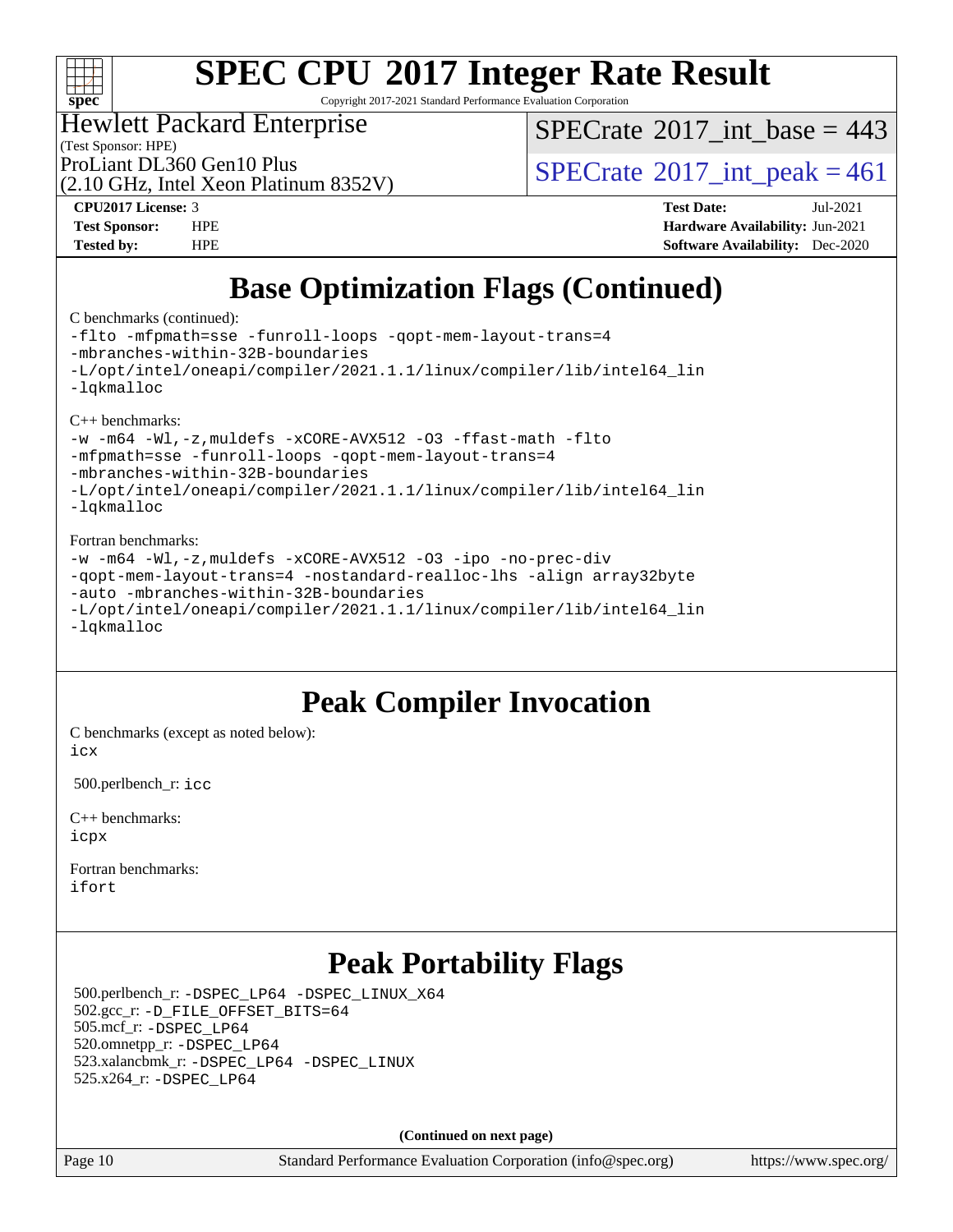## Base Optimization Flags (Continued)

C benchmarks (continued):

```
-flto -mfpmath=sse -funroll-loops -qopt-mem-layout-trans=4
-mbranches-within-32B-boundaries
-L/opt/intel/oneapi/compiler/2021.1.1/linux/compiler/lib/intel64_lin
-lqkmalloc
```

C++ benchmarks:

```
-w -m64 -Wl,-z,muldefs -xCORE-AVX512 -O3 -ffast-math -flto
-mfpmath=sse -funroll-loops -qopt-mem-layout-trans=4
-mbranches-within-32B-boundaries
-L/opt/intel/oneapi/compiler/2021.1.1/linux/compiler/lib/intel64_lin
-lqkmalloc
```

Fortran benchmarks:

```
-w -m64 -Wl,-z,muldefs -xCORE-AVX512 -O3 -ipo -no-prec-div
-qopt-mem-layout-trans=4 -nostandard-realloc-lhs -align array32byte
-auto -mbranches-within-32B-boundaries
-L/opt/intel/oneapi/compiler/2021.1.1/linux/compiler/lib/intel64_lin
-lqkmalloc
```

## Peak Compiler Invocation

C benchmarks (except as noted below):
`icx`

500.perlbench_r: `icc`

C++ benchmarks:
`icpx`

Fortran benchmarks:
`ifort`

## Peak Portability Flags

500.perlbench_r: `-DSPEC_LP64 -DSPEC_LINUX_X64`
502.gcc_r: `-D_FILE_OFFSET_BITS=64`
505.mcf_r: `-DSPEC_LP64`
520.omnetpp_r: `-DSPEC_LP64`
523.xalancbmk_r: `-DSPEC_LP64 -DSPEC_LINUX`
525.x264_r: `-DSPEC_LP64`

**(Continued on next page)**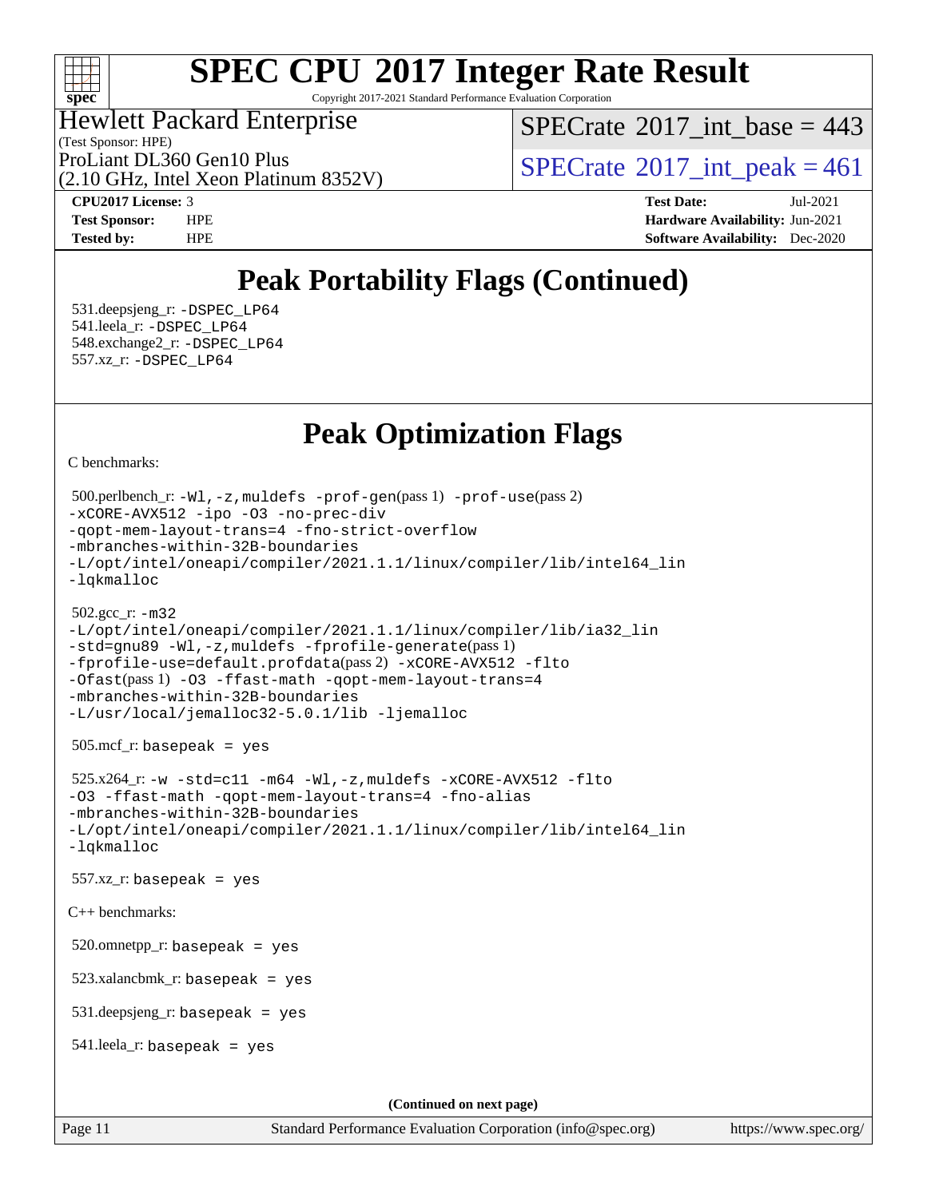## Peak Portability Flags (Continued)

531.deepsjeng_r: -DSPEC_LP64
541.leela_r: -DSPEC_LP64
548.exchange2_r: -DSPEC_LP64
557.xz_r: -DSPEC_LP64

## Peak Optimization Flags

C benchmarks:

500.perlbench_r: -Wl,-z,muldefs -prof-gen(pass 1) -prof-use(pass 2)
-xCORE-AVX512 -ipo -O3 -no-prec-div
-qopt-mem-layout-trans=4 -fno-strict-overflow
-mbranches-within-32B-boundaries
-L/opt/intel/oneapi/compiler/2021.1.1/linux/compiler/lib/intel64_lin
-lqkmalloc

502.gcc_r: -m32
-L/opt/intel/oneapi/compiler/2021.1.1/linux/compiler/lib/ia32_lin
-std=gnu89 -Wl,-z,muldefs -fprofile-generate(pass 1)
-fprofile-use=default.profdata(pass 2) -xCORE-AVX512 -flto
-Ofast(pass 1) -O3 -ffast-math -qopt-mem-layout-trans=4
-mbranches-within-32B-boundaries
-L/usr/local/jemalloc32-5.0.1/lib -ljemalloc

505.mcf_r: basepeak = yes

525.x264_r: -w -std=c11 -m64 -Wl,-z,muldefs -xCORE-AVX512 -flto
-O3 -ffast-math -qopt-mem-layout-trans=4 -fno-alias
-mbranches-within-32B-boundaries
-L/opt/intel/oneapi/compiler/2021.1.1/linux/compiler/lib/intel64_lin
-lqkmalloc

557.xz_r: basepeak = yes

C++ benchmarks:

520.omnetpp_r: basepeak = yes

523.xalancbmk_r: basepeak = yes

531.deepsjeng_r: basepeak = yes

541.leela_r: basepeak = yes

(Continued on next page)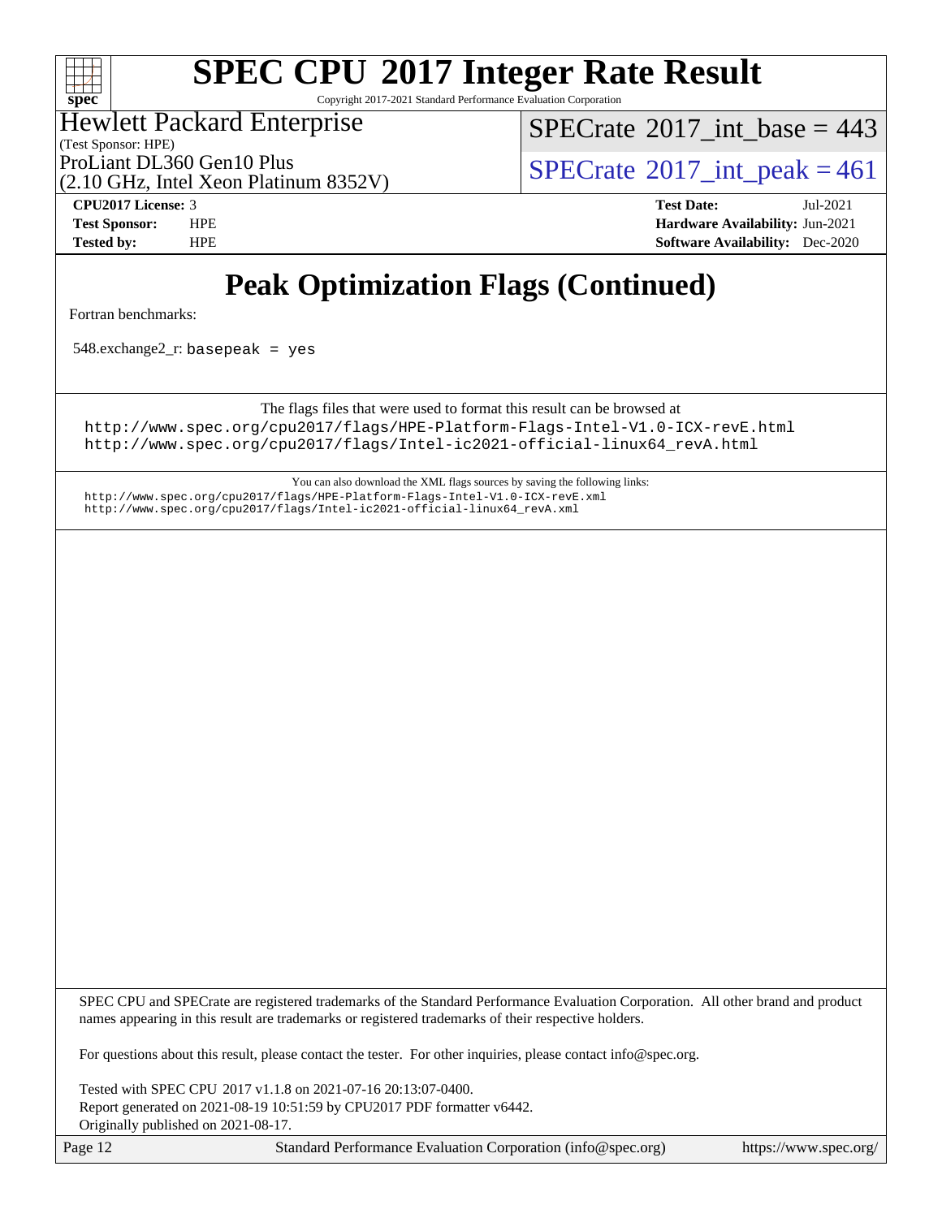# Peak Optimization Flags (Continued)

Fortran benchmarks:

548.exchange2_r: `basepeak = yes`

The flags files that were used to format this result can be browsed at

http://www.spec.org/cpu2017/flags/HPE-Platform-Flags-Intel-V1.0-ICX-revE.html
http://www.spec.org/cpu2017/flags/Intel-ic2021-official-linux64_revA.html

You can also download the XML flags sources by saving the following links:

http://www.spec.org/cpu2017/flags/HPE-Platform-Flags-Intel-V1.0-ICX-revE.xml
http://www.spec.org/cpu2017/flags/Intel-ic2021-official-linux64_revA.xml

SPEC CPU and SPECrate are registered trademarks of the Standard Performance Evaluation Corporation. All other brand and product names appearing in this result are trademarks or registered trademarks of their respective holders.

For questions about this result, please contact the tester. For other inquiries, please contact info@spec.org.

Tested with SPEC CPU 2017 v1.1.8 on 2021-07-16 20:13:07-0400.
Report generated on 2021-08-19 10:51:59 by CPU2017 PDF formatter v6442.
Originally published on 2021-08-17.